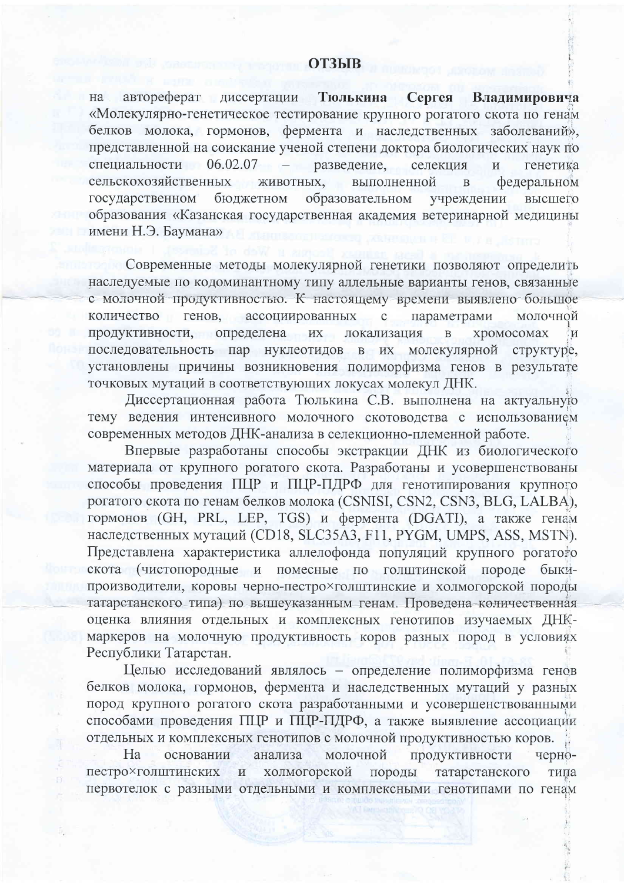# ОТЗЫВ

на автореферат диссертации **Тюлькина Сергея Владимировича** «Молекулярно-генетическое тестирование крупного рогатого скота по генам белков молока, гормонов, фермента и наследственных заболеваний», представленной на соискание ученой степени доктора биологических наук по специальности 06.02.07 – разведение, селекция и генетика сельскохозяйственных животных, выполненной в федеральном государственном бюджетном образовательном учреждении высшего образования «Казанская государственная академия ветеринарной медицины имени Н.Э. Баумана»

Современные методы молекулярной генетики позволяют определить наследуемые по кодоминантному типу аллельные варианты генов, связанные с молочной продуктивностью. К настоящему времени выявлено большое количество генов, ассоциированных с параметрами молочной продуктивности, определена их локализация в хромосомах и последовательность пар нуклеотидов в их молекулярной структуре, установлены причины возникновения полиморфизма генов в результате точковых мутаций в соответствующих локусах молекул ДНК.

Диссертационная работа Тюлькина С.В. выполнена на актуальную тему ведения интенсивного молочного скотоводства с использованием современных методов ДНК-анализа в селекционно-племенной работе.

Впервые разработаны способы экстракции ДНК из биологического материала от крупного рогатого скота. Разработаны и усовершенствованы способы проведения ПЦР и ПЦР-ПДРФ для генотипирования крупного рогатого скота по генам белков молока (CSNISI, CSN2, CSN3, BLG, LALBA), гормонов (GH, PRL, LEP, TGS) и фермента (DGATI), а также генам наследственных мутаций (CD18, SLC35A3, F11, PYGM, UMPS, ASS, MSTN). Представлена характеристика аллелофонда популяций крупного рогатого скота (чистопородные и помесные по голштинской породе быки-производители, коровы черно-пестро×голштинские и холмогорской породы татарстанского типа) по вышеуказанным генам. Проведена количественная оценка влияния отдельных и комплексных генотипов изучаемых ДНК-маркеров на молочную продуктивность коров разных пород в условиях Республики Татарстан.

Целью исследований являлось – определение полиморфизма генов белков молока, гормонов, фермента и наследственных мутаций у разных пород крупного рогатого скота разработанными и усовершенствованными способами проведения ПЦР и ПЦР-ПДРФ, а также выявление ассоциации отдельных и комплексных генотипов с молочной продуктивностью коров.

На основании анализа молочной продуктивности черно-пестро×голштинских и холмогорской породы татарстанского типа первотелок с разными отдельными и комплексными генотипами по генам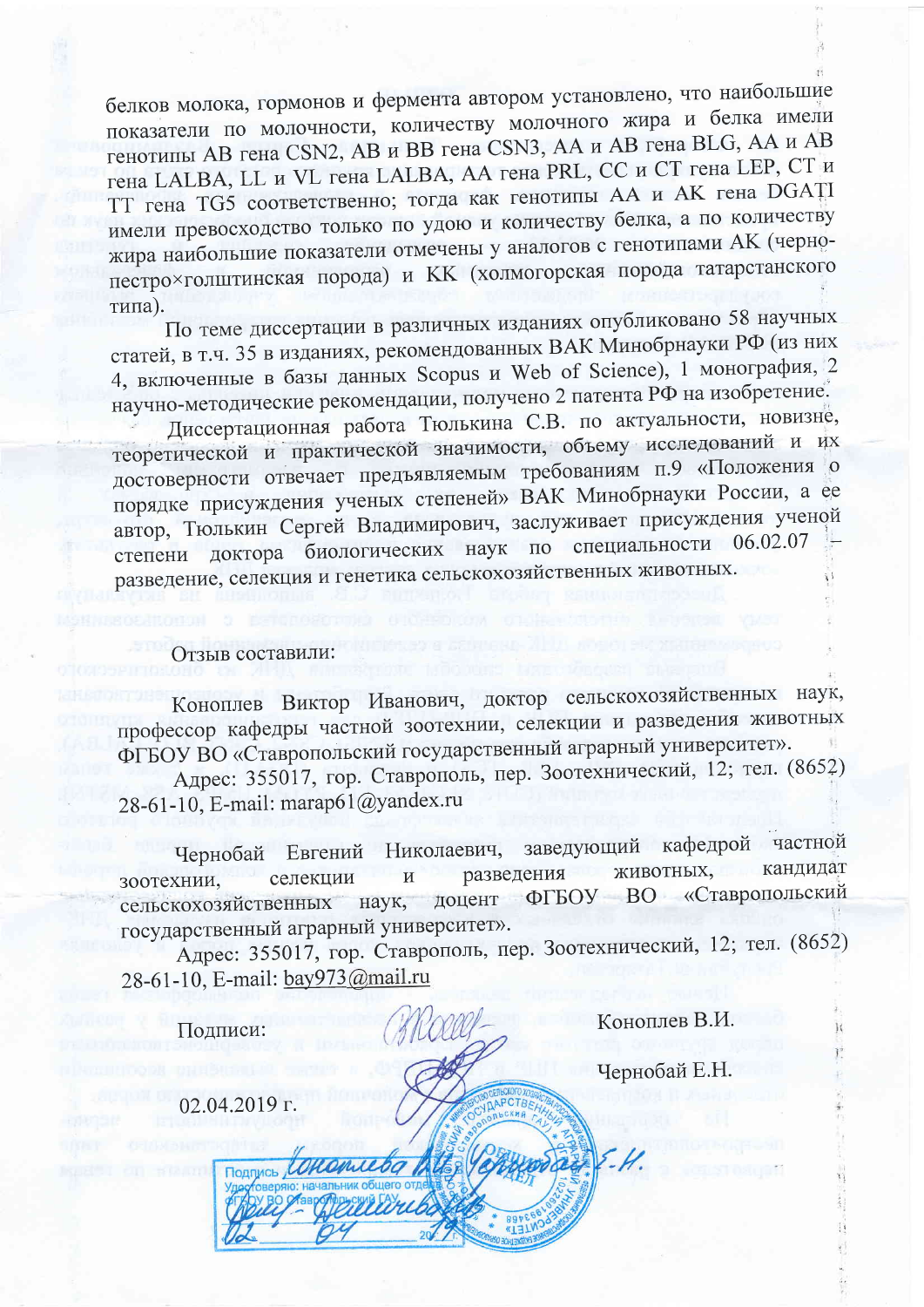белков молока, гормонов и фермента автором установлено, что наибольшие показатели по молочности, количеству молочного жира и белка имели генотипы AB гена CSN2, AB и BB гена CSN3, AA и AB гена BLG, AA и AB гена LALBA, LL и VL гена LALBA, AA гена PRL, CC и CT гена LEP, CT и TT гена TG5 соответственно; тогда как генотипы AA и AK гена DGATl имели превосходство только по удою и количеству белка, а по количеству жира наибольшие показатели отмечены у аналогов с генотипами AK (черно-пестро×голштинская порода) и KK (холмогорская порода татарстанского типа).

По теме диссертации в различных изданиях опубликовано 58 научных статей, в т.ч. 35 в изданиях, рекомендованных ВАК Минобрнауки РФ (из них 4, включенные в базы данных Scopus и Web of Science), 1 монография, 2 научно-методические рекомендации, получено 2 патента РФ на изобретение.

Диссертационная работа Тюлькина С.В. по актуальности, новизне, теоретической и практической значимости, объему исследований и их достоверности отвечает предъявляемым требованиям п.9 «Положения о порядке присуждения ученых степеней» ВАК Минобрнауки России, а ее автор, Тюлькин Сергей Владимирович, заслуживает присуждения ученой степени доктора биологических наук по специальности 06.02.07 – разведение, селекция и генетика сельскохозяйственных животных.

Отзыв составили:

Коноплев Виктор Иванович, доктор сельскохозяйственных наук, профессор кафедры частной зоотехнии, селекции и разведения животных ФГБОУ ВО «Ставропольский государственный аграрный университет».

Адрес: 355017, гор. Ставрополь, пер. Зоотехнический, 12; тел. (8652) 28-61-10, E-mail: marap61@yandex.ru

Чернобай Евгений Николаевич, заведующий кафедрой частной зоотехнии, селекции и разведения животных, кандидат сельскохозяйственных наук, доцент ФГБОУ ВО «Ставропольский государственный аграрный университет».

Адрес: 355017, гор. Ставрополь, пер. Зоотехнический, 12; тел. (8652) 28-61-10, E-mail: bay973@mail.ru

Подписи: Коноплев В.И.

Чернобай Е.Н.

02.04.2019 г.

Подпись Коноплева В.И., Чернобая Е.Н.
Удостоверяю: начальник общего отдела ФГБОУ ВО Ставропольский ГАУ
02 04 2019